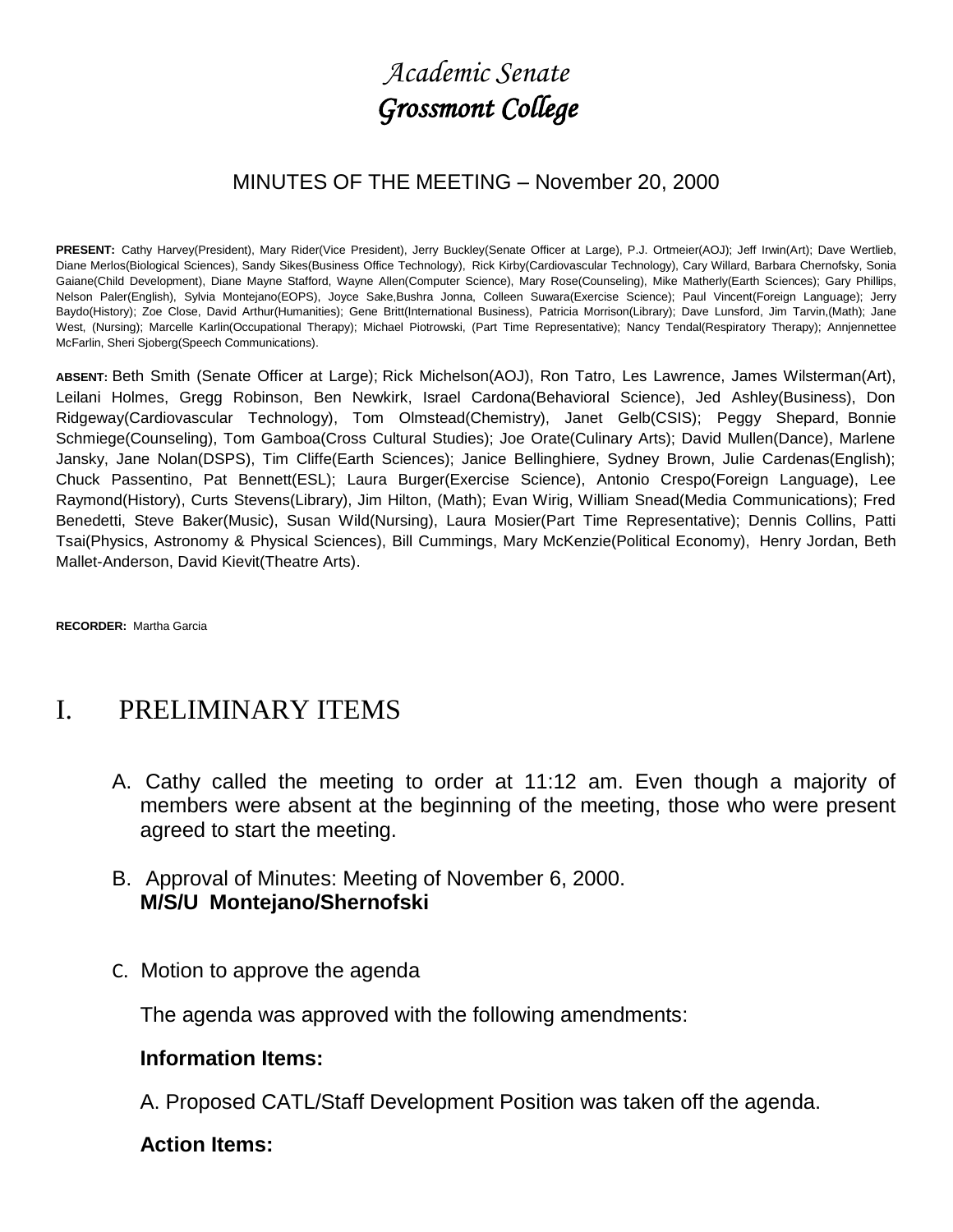# *Academic Senate*
# *Grossmont College*

MINUTES OF THE MEETING – November 20, 2000

**PRESENT:** Cathy Harvey(President), Mary Rider(Vice President), Jerry Buckley(Senate Officer at Large), P.J. Ortmeier(AOJ); Jeff Irwin(Art); Dave Wertlieb, Diane Merlos(Biological Sciences), Sandy Sikes(Business Office Technology), Rick Kirby(Cardiovascular Technology), Cary Willard, Barbara Chernofsky, Sonia Gaiane(Child Development), Diane Mayne Stafford, Wayne Allen(Computer Science), Mary Rose(Counseling), Mike Matherly(Earth Sciences); Gary Phillips, Nelson Paler(English), Sylvia Montejano(EOPS), Joyce Sake,Bushra Jonna, Colleen Suwara(Exercise Science); Paul Vincent(Foreign Language); Jerry Baydo(History); Zoe Close, David Arthur(Humanities); Gene Britt(International Business), Patricia Morrison(Library); Dave Lunsford, Jim Tarvin,(Math); Jane West, (Nursing); Marcelle Karlin(Occupational Therapy); Michael Piotrowski, (Part Time Representative); Nancy Tendal(Respiratory Therapy); Annjennettee McFarlin, Sheri Sjoberg(Speech Communications).

**ABSENT:** Beth Smith (Senate Officer at Large); Rick Michelson(AOJ), Ron Tatro, Les Lawrence, James Wilsterman(Art), Leilani Holmes, Gregg Robinson, Ben Newkirk, Israel Cardona(Behavioral Science), Jed Ashley(Business), Don Ridgeway(Cardiovascular Technology), Tom Olmstead(Chemistry), Janet Gelb(CSIS); Peggy Shepard, Bonnie Schmiege(Counseling), Tom Gamboa(Cross Cultural Studies); Joe Orate(Culinary Arts); David Mullen(Dance), Marlene Jansky, Jane Nolan(DSPS), Tim Cliffe(Earth Sciences); Janice Bellinghiere, Sydney Brown, Julie Cardenas(English); Chuck Passentino, Pat Bennett(ESL); Laura Burger(Exercise Science), Antonio Crespo(Foreign Language), Lee Raymond(History), Curts Stevens(Library), Jim Hilton, (Math); Evan Wirig, William Snead(Media Communications); Fred Benedetti, Steve Baker(Music), Susan Wild(Nursing), Laura Mosier(Part Time Representative); Dennis Collins, Patti Tsai(Physics, Astronomy & Physical Sciences), Bill Cummings, Mary McKenzie(Political Economy), Henry Jordan, Beth Mallet-Anderson, David Kievit(Theatre Arts).

**RECORDER:** Martha Garcia

## I. PRELIMINARY ITEMS

A. Cathy called the meeting to order at 11:12 am. Even though a majority of members were absent at the beginning of the meeting, those who were present agreed to start the meeting.

B. Approval of Minutes: Meeting of November 6, 2000.
**M/S/U Montejano/Shernofski**

C. Motion to approve the agenda

The agenda was approved with the following amendments:

**Information Items:**

A. Proposed CATL/Staff Development Position was taken off the agenda.

**Action Items:**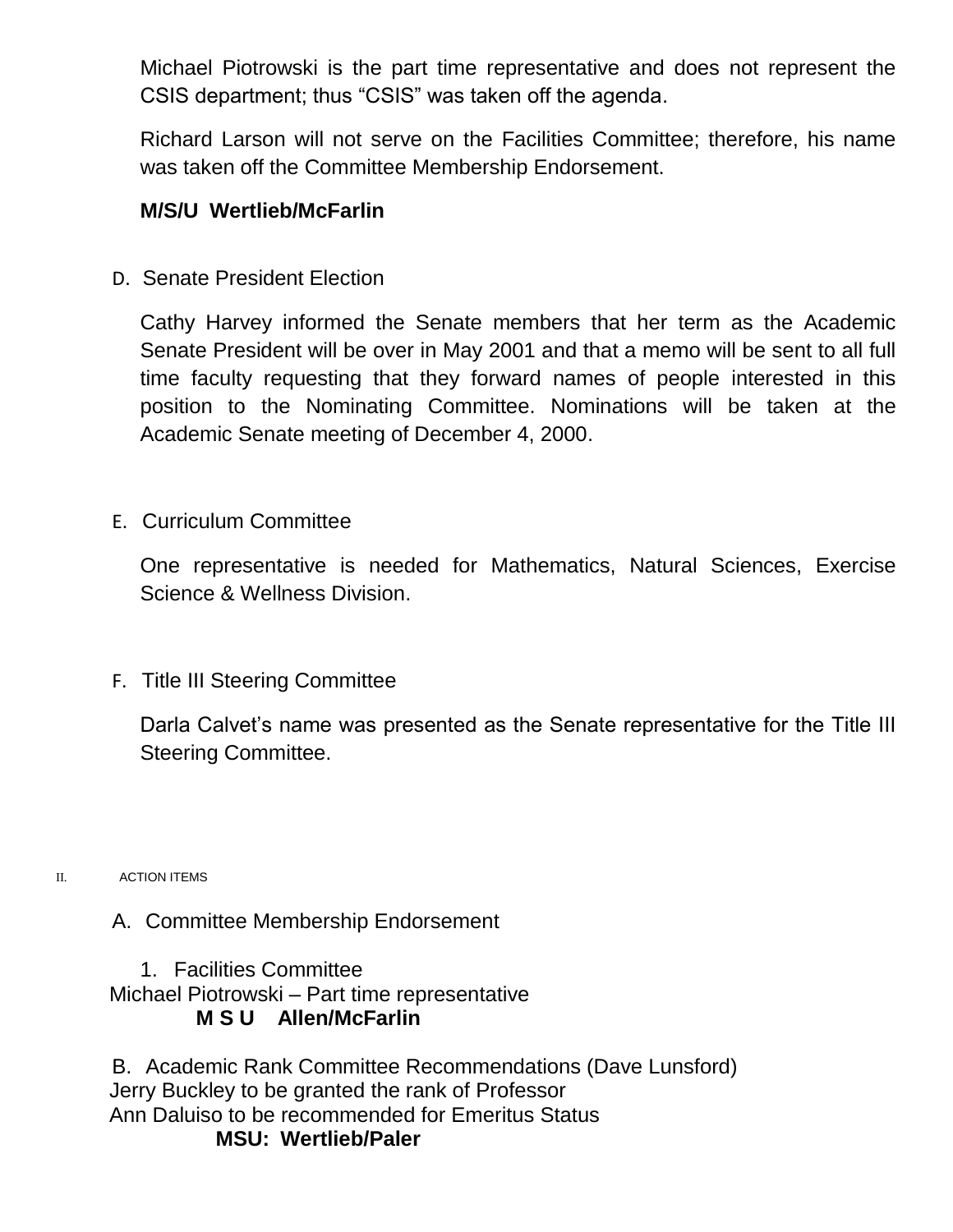Michael Piotrowski is the part time representative and does not represent the CSIS department; thus "CSIS" was taken off the agenda.

Richard Larson will not serve on the Facilities Committee; therefore, his name was taken off the Committee Membership Endorsement.

**M/S/U Wertlieb/McFarlin**

D. Senate President Election

Cathy Harvey informed the Senate members that her term as the Academic Senate President will be over in May 2001 and that a memo will be sent to all full time faculty requesting that they forward names of people interested in this position to the Nominating Committee. Nominations will be taken at the Academic Senate meeting of December 4, 2000.

E. Curriculum Committee

One representative is needed for Mathematics, Natural Sciences, Exercise Science & Wellness Division.

F. Title III Steering Committee

Darla Calvet's name was presented as the Senate representative for the Title III Steering Committee.

II. ACTION ITEMS

A. Committee Membership Endorsement

1. Facilities Committee

Michael Piotrowski – Part time representative

**M S U Allen/McFarlin**

B. Academic Rank Committee Recommendations (Dave Lunsford)

Jerry Buckley to be granted the rank of Professor

Ann Daluiso to be recommended for Emeritus Status

**MSU: Wertlieb/Paler**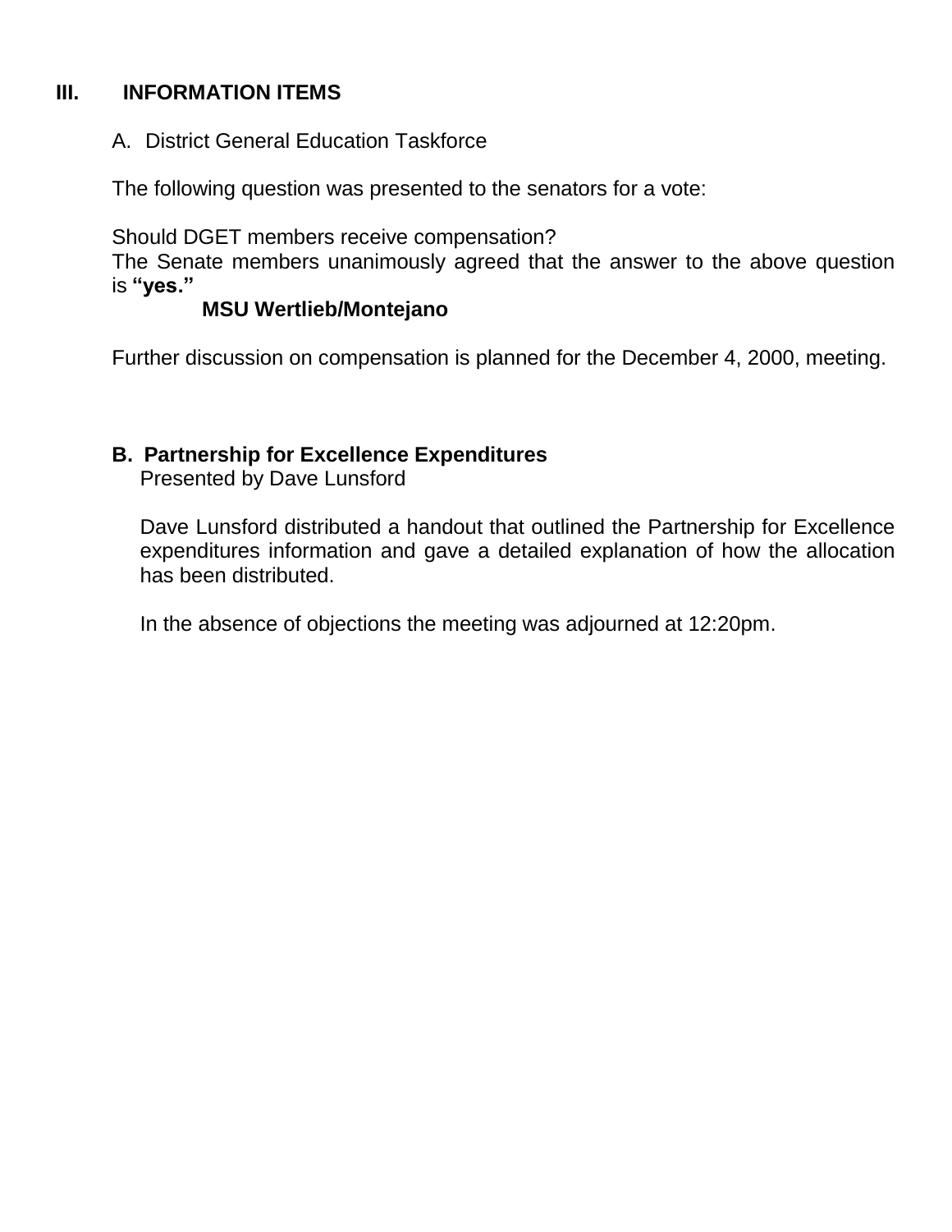## III. INFORMATION ITEMS

A. District General Education Taskforce

The following question was presented to the senators for a vote:

Should DGET members receive compensation?
The Senate members unanimously agreed that the answer to the above question is **"yes."**

**MSU Wertlieb/Montejano**

Further discussion on compensation is planned for the December 4, 2000, meeting.

**B. Partnership for Excellence Expenditures**
Presented by Dave Lunsford

Dave Lunsford distributed a handout that outlined the Partnership for Excellence expenditures information and gave a detailed explanation of how the allocation has been distributed.

In the absence of objections the meeting was adjourned at 12:20pm.